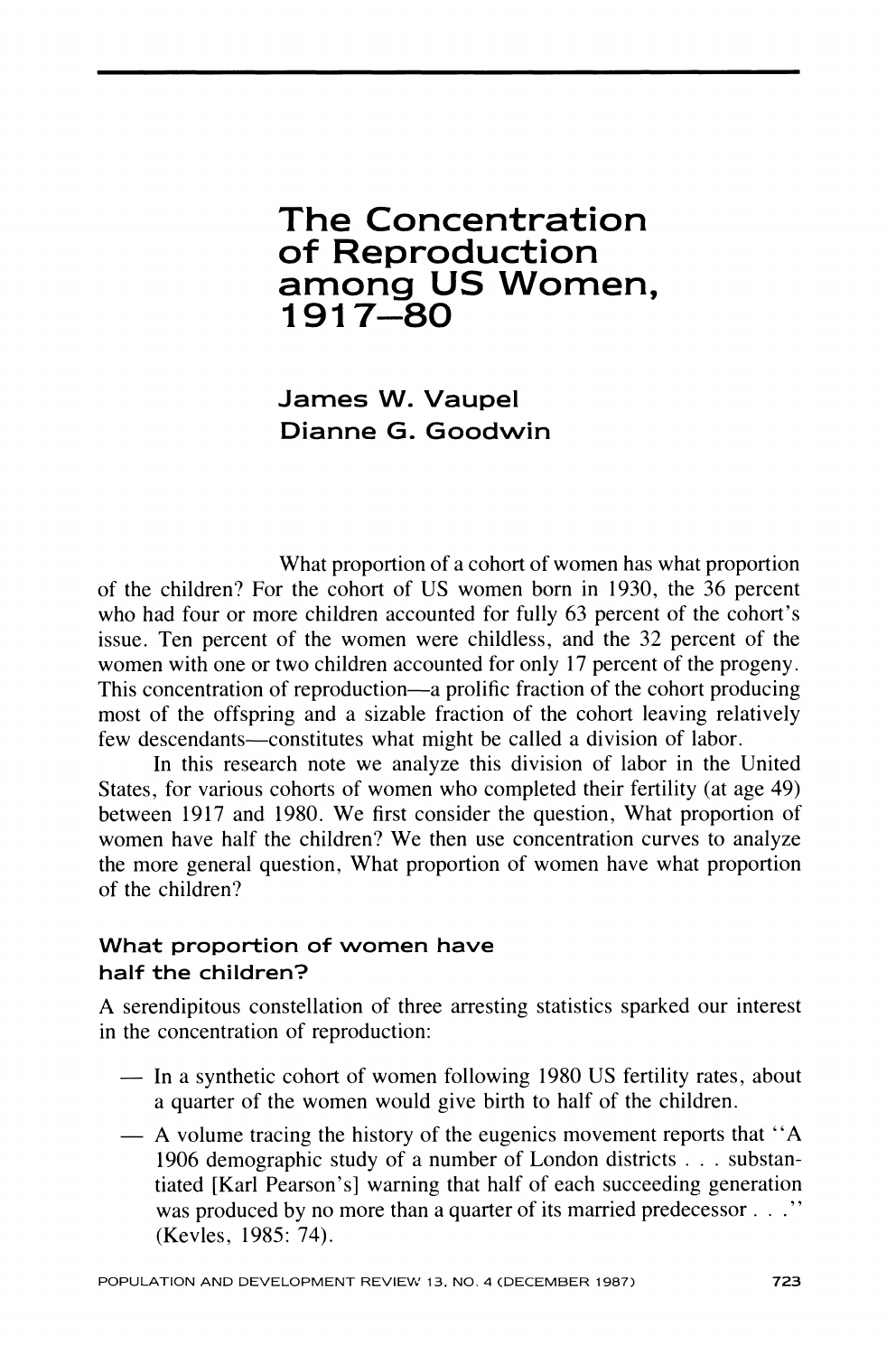# The Concentration of Reproduction among US Women, 1917–80

**James W. Vaupel**
**Dianne G. Goodwin**

What proportion of a cohort of women has what proportion of the children? For the cohort of US women born in 1930, the 36 percent who had four or more children accounted for fully 63 percent of the cohort's issue. Ten percent of the women were childless, and the 32 percent of the women with one or two children accounted for only 17 percent of the progeny. This concentration of reproduction—a prolific fraction of the cohort producing most of the offspring and a sizable fraction of the cohort leaving relatively few descendants—constitutes what might be called a division of labor.

In this research note we analyze this division of labor in the United States, for various cohorts of women who completed their fertility (at age 49) between 1917 and 1980. We first consider the question, What proportion of women have half the children? We then use concentration curves to analyze the more general question, What proportion of women have what proportion of the children?

## What proportion of women have half the children?

A serendipitous constellation of three arresting statistics sparked our interest in the concentration of reproduction:

- In a synthetic cohort of women following 1980 US fertility rates, about a quarter of the women would give birth to half of the children.
- A volume tracing the history of the eugenics movement reports that "A 1906 demographic study of a number of London districts . . . substantiated [Karl Pearson's] warning that half of each succeeding generation was produced by no more than a quarter of its married predecessor . . ." (Kevles, 1985: 74).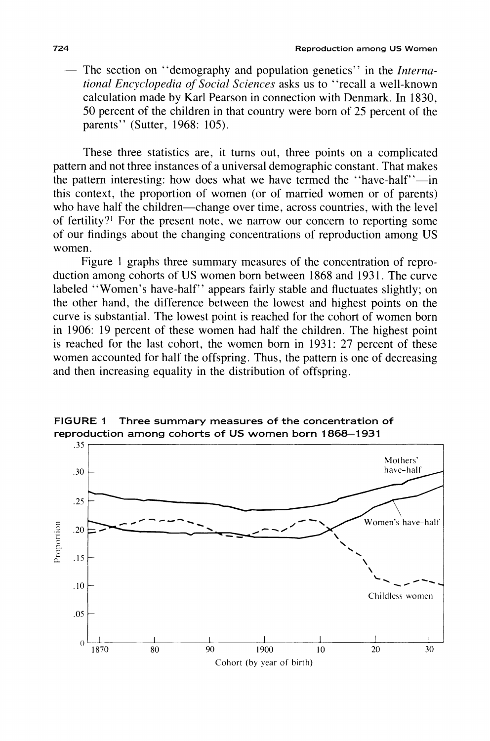— The section on "demography and population genetics" in the *International Encyclopedia of Social Sciences* asks us to "recall a well-known calculation made by Karl Pearson in connection with Denmark. In 1830, 50 percent of the children in that country were born of 25 percent of the parents" (Sutter, 1968: 105).

These three statistics are, it turns out, three points on a complicated pattern and not three instances of a universal demographic constant. That makes the pattern interesting: how does what we have termed the "have-half"—in this context, the proportion of women (or of married women or of parents) who have half the children—change over time, across countries, with the level of fertility?[1] For the present note, we narrow our concern to reporting some of our findings about the changing concentrations of reproduction among US women.

Figure 1 graphs three summary measures of the concentration of reproduction among cohorts of US women born between 1868 and 1931. The curve labeled "Women's have-half" appears fairly stable and fluctuates slightly; on the other hand, the difference between the lowest and highest points on the curve is substantial. The lowest point is reached for the cohort of women born in 1906: 19 percent of these women had half the children. The highest point is reached for the last cohort, the women born in 1931: 27 percent of these women accounted for half the offspring. Thus, the pattern is one of decreasing and then increasing equality in the distribution of offspring.

**FIGURE 1 Three summary measures of the concentration of reproduction among cohorts of US women born 1868–1931**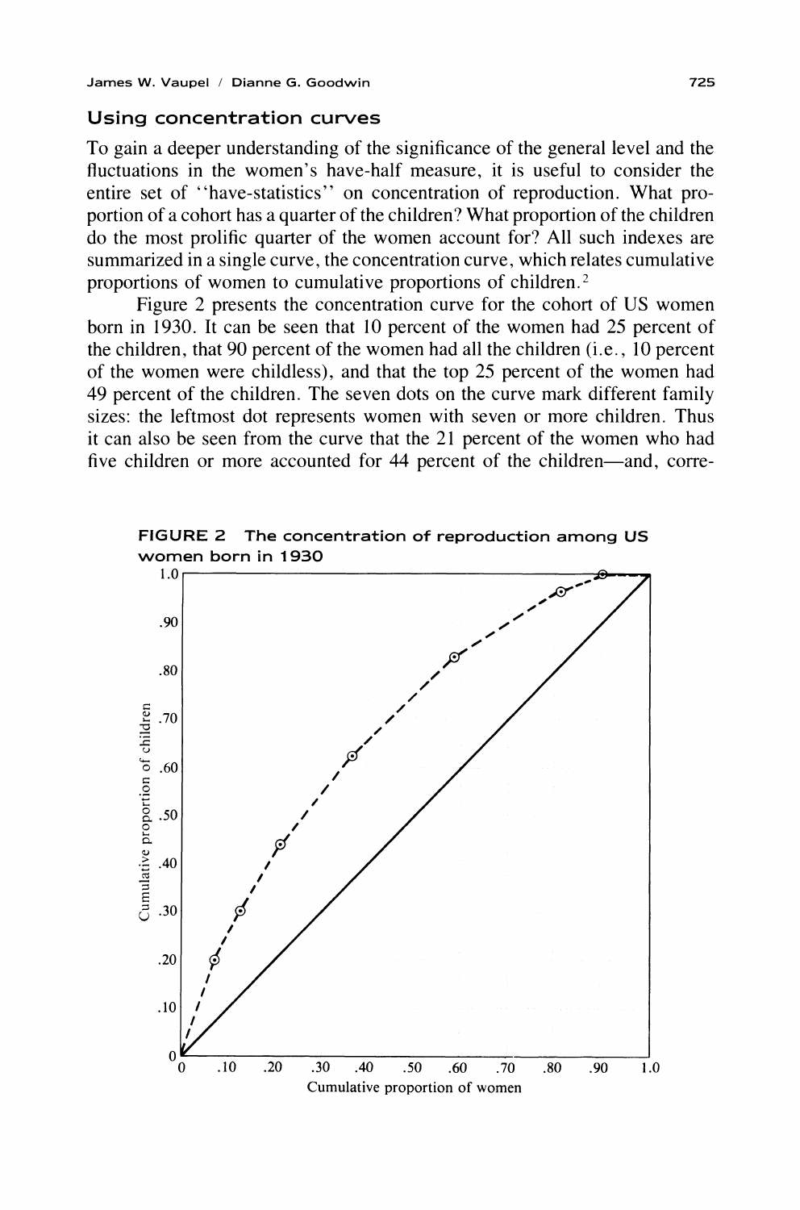## Using concentration curves

To gain a deeper understanding of the significance of the general level and the fluctuations in the women's have-half measure, it is useful to consider the entire set of "have-statistics" on concentration of reproduction. What proportion of a cohort has a quarter of the children? What proportion of the children do the most prolific quarter of the women account for? All such indexes are summarized in a single curve, the concentration curve, which relates cumulative proportions of women to cumulative proportions of children.[2]

Figure 2 presents the concentration curve for the cohort of US women born in 1930. It can be seen that 10 percent of the women had 25 percent of the children, that 90 percent of the women had all the children (i.e., 10 percent of the women were childless), and that the top 25 percent of the women had 49 percent of the children. The seven dots on the curve mark different family sizes: the leftmost dot represents women with seven or more children. Thus it can also be seen from the curve that the 21 percent of the women who had five children or more accounted for 44 percent of the children—and, corre-

**FIGURE 2** The concentration of reproduction among US women born in 1930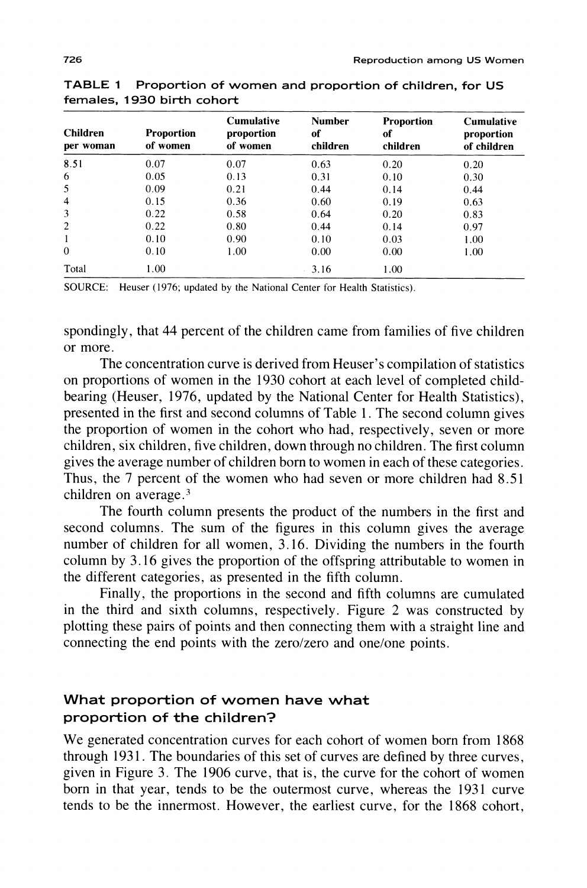**TABLE 1 Proportion of women and proportion of children, for US females, 1930 birth cohort**

| Children per woman | Proportion of women | Cumulative proportion of women | Number of children | Proportion of children | Cumulative proportion of children |
|---|---|---|---|---|---|
| 8.51 | 0.07 | 0.07 | 0.63 | 0.20 | 0.20 |
| 6 | 0.05 | 0.13 | 0.31 | 0.10 | 0.30 |
| 5 | 0.09 | 0.21 | 0.44 | 0.14 | 0.44 |
| 4 | 0.15 | 0.36 | 0.60 | 0.19 | 0.63 |
| 3 | 0.22 | 0.58 | 0.64 | 0.20 | 0.83 |
| 2 | 0.22 | 0.80 | 0.44 | 0.14 | 0.97 |
| 1 | 0.10 | 0.90 | 0.10 | 0.03 | 1.00 |
| 0 | 0.10 | 1.00 | 0.00 | 0.00 | 1.00 |
| Total | 1.00 | | 3.16 | 1.00 | |

SOURCE: Heuser (1976; updated by the National Center for Health Statistics).

spondingly, that 44 percent of the children came from families of five children or more.

The concentration curve is derived from Heuser's compilation of statistics on proportions of women in the 1930 cohort at each level of completed childbearing (Heuser, 1976, updated by the National Center for Health Statistics), presented in the first and second columns of Table 1. The second column gives the proportion of women in the cohort who had, respectively, seven or more children, six children, five children, down through no children. The first column gives the average number of children born to women in each of these categories. Thus, the 7 percent of the women who had seven or more children had 8.51 children on average.[3]

The fourth column presents the product of the numbers in the first and second columns. The sum of the figures in this column gives the average number of children for all women, 3.16. Dividing the numbers in the fourth column by 3.16 gives the proportion of the offspring attributable to women in the different categories, as presented in the fifth column.

Finally, the proportions in the second and fifth columns are cumulated in the third and sixth columns, respectively. Figure 2 was constructed by plotting these pairs of points and then connecting them with a straight line and connecting the end points with the zero/zero and one/one points.

## What proportion of women have what proportion of the children?

We generated concentration curves for each cohort of women born from 1868 through 1931. The boundaries of this set of curves are defined by three curves, given in Figure 3. The 1906 curve, that is, the curve for the cohort of women born in that year, tends to be the outermost curve, whereas the 1931 curve tends to be the innermost. However, the earliest curve, for the 1868 cohort,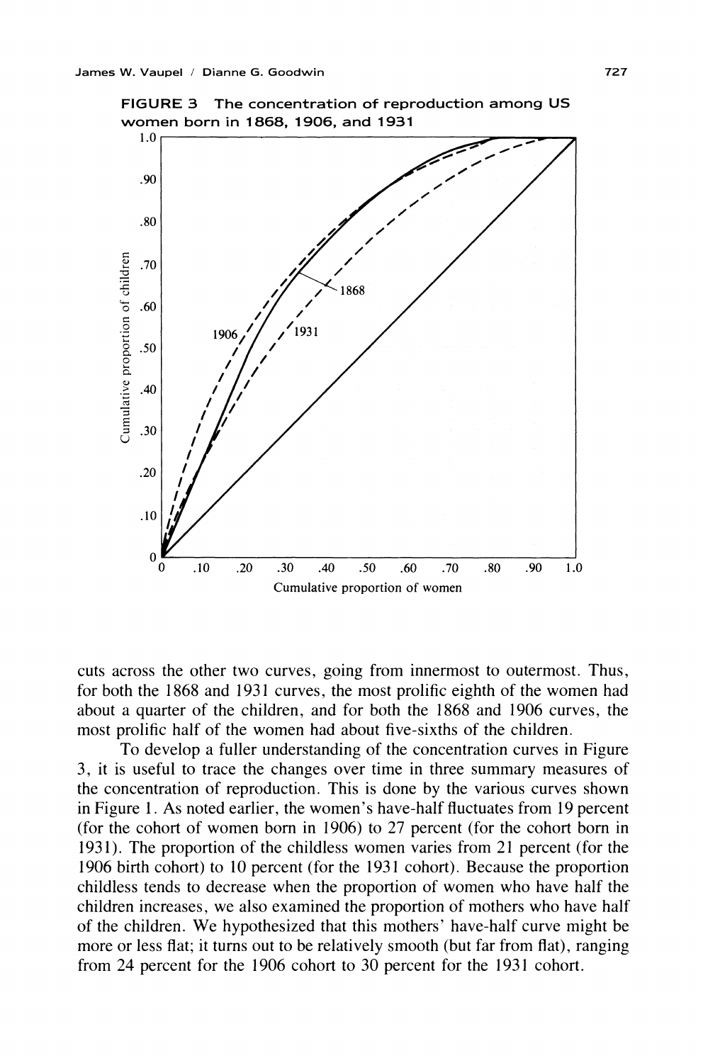FIGURE 3 The concentration of reproduction among US women born in 1868, 1906, and 1931

cuts across the other two curves, going from innermost to outermost. Thus, for both the 1868 and 1931 curves, the most prolific eighth of the women had about a quarter of the children, and for both the 1868 and 1906 curves, the most prolific half of the women had about five-sixths of the children.

To develop a fuller understanding of the concentration curves in Figure 3, it is useful to trace the changes over time in three summary measures of the concentration of reproduction. This is done by the various curves shown in Figure 1. As noted earlier, the women's have-half fluctuates from 19 percent (for the cohort of women born in 1906) to 27 percent (for the cohort born in 1931). The proportion of the childless women varies from 21 percent (for the 1906 birth cohort) to 10 percent (for the 1931 cohort). Because the proportion childless tends to decrease when the proportion of women who have half the children increases, we also examined the proportion of mothers who have half of the children. We hypothesized that this mothers' have-half curve might be more or less flat; it turns out to be relatively smooth (but far from flat), ranging from 24 percent for the 1906 cohort to 30 percent for the 1931 cohort.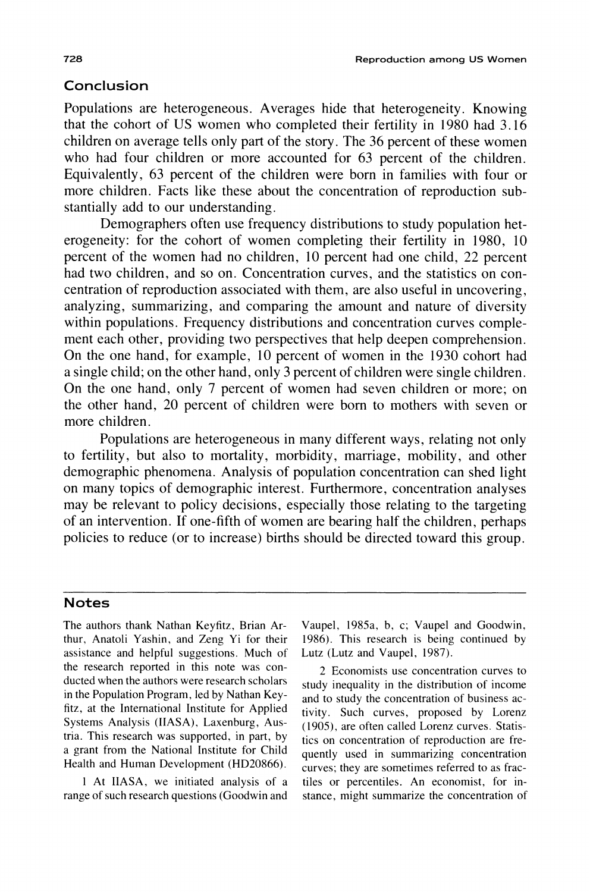## Conclusion

Populations are heterogeneous. Averages hide that heterogeneity. Knowing that the cohort of US women who completed their fertility in 1980 had 3.16 children on average tells only part of the story. The 36 percent of these women who had four children or more accounted for 63 percent of the children. Equivalently, 63 percent of the children were born in families with four or more children. Facts like these about the concentration of reproduction substantially add to our understanding.

Demographers often use frequency distributions to study population heterogeneity: for the cohort of women completing their fertility in 1980, 10 percent of the women had no children, 10 percent had one child, 22 percent had two children, and so on. Concentration curves, and the statistics on concentration of reproduction associated with them, are also useful in uncovering, analyzing, summarizing, and comparing the amount and nature of diversity within populations. Frequency distributions and concentration curves complement each other, providing two perspectives that help deepen comprehension. On the one hand, for example, 10 percent of women in the 1930 cohort had a single child; on the other hand, only 3 percent of children were single children. On the one hand, only 7 percent of women had seven children or more; on the other hand, 20 percent of children were born to mothers with seven or more children.

Populations are heterogeneous in many different ways, relating not only to fertility, but also to mortality, morbidity, marriage, mobility, and other demographic phenomena. Analysis of population concentration can shed light on many topics of demographic interest. Furthermore, concentration analyses may be relevant to policy decisions, especially those relating to the targeting of an intervention. If one-fifth of women are bearing half the children, perhaps policies to reduce (or to increase) births should be directed toward this group.

## Notes

The authors thank Nathan Keyfitz, Brian Arthur, Anatoli Yashin, and Zeng Yi for their assistance and helpful suggestions. Much of the research reported in this note was conducted when the authors were research scholars in the Population Program, led by Nathan Keyfitz, at the International Institute for Applied Systems Analysis (IIASA), Laxenburg, Austria. This research was supported, in part, by a grant from the National Institute for Child Health and Human Development (HD20866).

1 At IIASA, we initiated analysis of a range of such research questions (Goodwin and Vaupel, 1985a, b, c; Vaupel and Goodwin, 1986). This research is being continued by Lutz (Lutz and Vaupel, 1987).

2 Economists use concentration curves to study inequality in the distribution of income and to study the concentration of business activity. Such curves, proposed by Lorenz (1905), are often called Lorenz curves. Statistics on concentration of reproduction are frequently used in summarizing concentration curves; they are sometimes referred to as fractiles or percentiles. An economist, for instance, might summarize the concentration of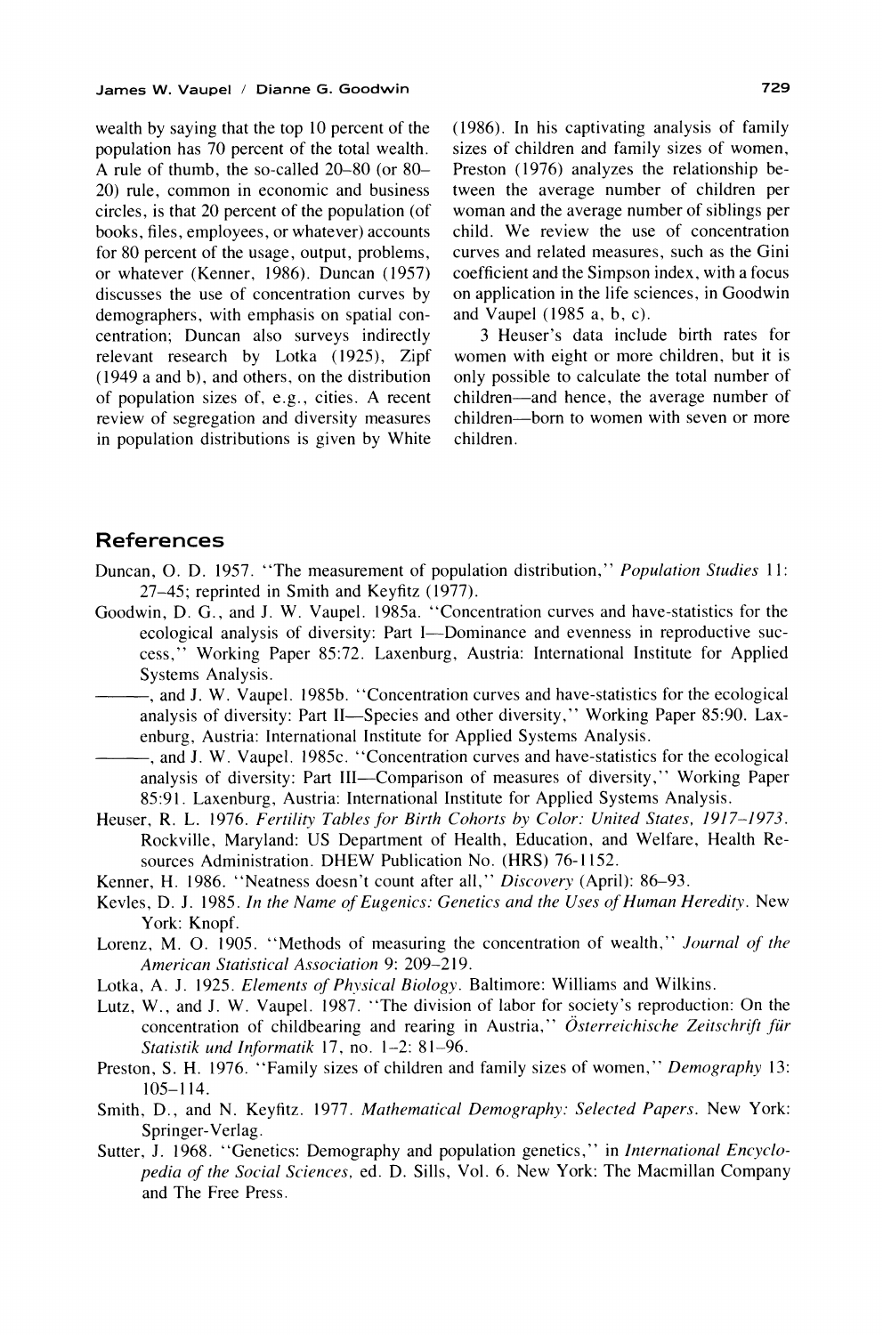wealth by saying that the top 10 percent of the population has 70 percent of the total wealth. A rule of thumb, the so-called 20–80 (or 80–20) rule, common in economic and business circles, is that 20 percent of the population (of books, files, employees, or whatever) accounts for 80 percent of the usage, output, problems, or whatever (Kenner, 1986). Duncan (1957) discusses the use of concentration curves by demographers, with emphasis on spatial concentration; Duncan also surveys indirectly relevant research by Lotka (1925), Zipf (1949 a and b), and others, on the distribution of population sizes of, e.g., cities. A recent review of segregation and diversity measures in population distributions is given by White (1986). In his captivating analysis of family sizes of children and family sizes of women, Preston (1976) analyzes the relationship between the average number of children per woman and the average number of siblings per child. We review the use of concentration curves and related measures, such as the Gini coefficient and the Simpson index, with a focus on application in the life sciences, in Goodwin and Vaupel (1985 a, b, c).

3 Heuser's data include birth rates for women with eight or more children, but it is only possible to calculate the total number of children—and hence, the average number of children—born to women with seven or more children.

## References

Duncan, O. D. 1957. "The measurement of population distribution," *Population Studies* 11: 27–45; reprinted in Smith and Keyfitz (1977).

Goodwin, D. G., and J. W. Vaupel. 1985a. "Concentration curves and have-statistics for the ecological analysis of diversity: Part I—Dominance and evenness in reproductive success," Working Paper 85:72. Laxenburg, Austria: International Institute for Applied Systems Analysis.

———, and J. W. Vaupel. 1985b. "Concentration curves and have-statistics for the ecological analysis of diversity: Part II—Species and other diversity," Working Paper 85:90. Laxenburg, Austria: International Institute for Applied Systems Analysis.

———, and J. W. Vaupel. 1985c. "Concentration curves and have-statistics for the ecological analysis of diversity: Part III—Comparison of measures of diversity," Working Paper 85:91. Laxenburg, Austria: International Institute for Applied Systems Analysis.

Heuser, R. L. 1976. *Fertility Tables for Birth Cohorts by Color: United States, 1917–1973*. Rockville, Maryland: US Department of Health, Education, and Welfare, Health Resources Administration. DHEW Publication No. (HRS) 76-1152.

Kenner, H. 1986. "Neatness doesn't count after all," *Discovery* (April): 86–93.

Kevles, D. J. 1985. *In the Name of Eugenics: Genetics and the Uses of Human Heredity*. New York: Knopf.

Lorenz, M. O. 1905. "Methods of measuring the concentration of wealth," *Journal of the American Statistical Association* 9: 209–219.

Lotka, A. J. 1925. *Elements of Physical Biology*. Baltimore: Williams and Wilkins.

Lutz, W., and J. W. Vaupel. 1987. "The division of labor for society's reproduction: On the concentration of childbearing and rearing in Austria," *Österreichische Zeitschrift für Statistik und Informatik* 17, no. 1–2: 81–96.

Preston, S. H. 1976. "Family sizes of children and family sizes of women," *Demography* 13: 105–114.

Smith, D., and N. Keyfitz. 1977. *Mathematical Demography: Selected Papers*. New York: Springer-Verlag.

Sutter, J. 1968. "Genetics: Demography and population genetics," in *International Encyclopedia of the Social Sciences*, ed. D. Sills, Vol. 6. New York: The Macmillan Company and The Free Press.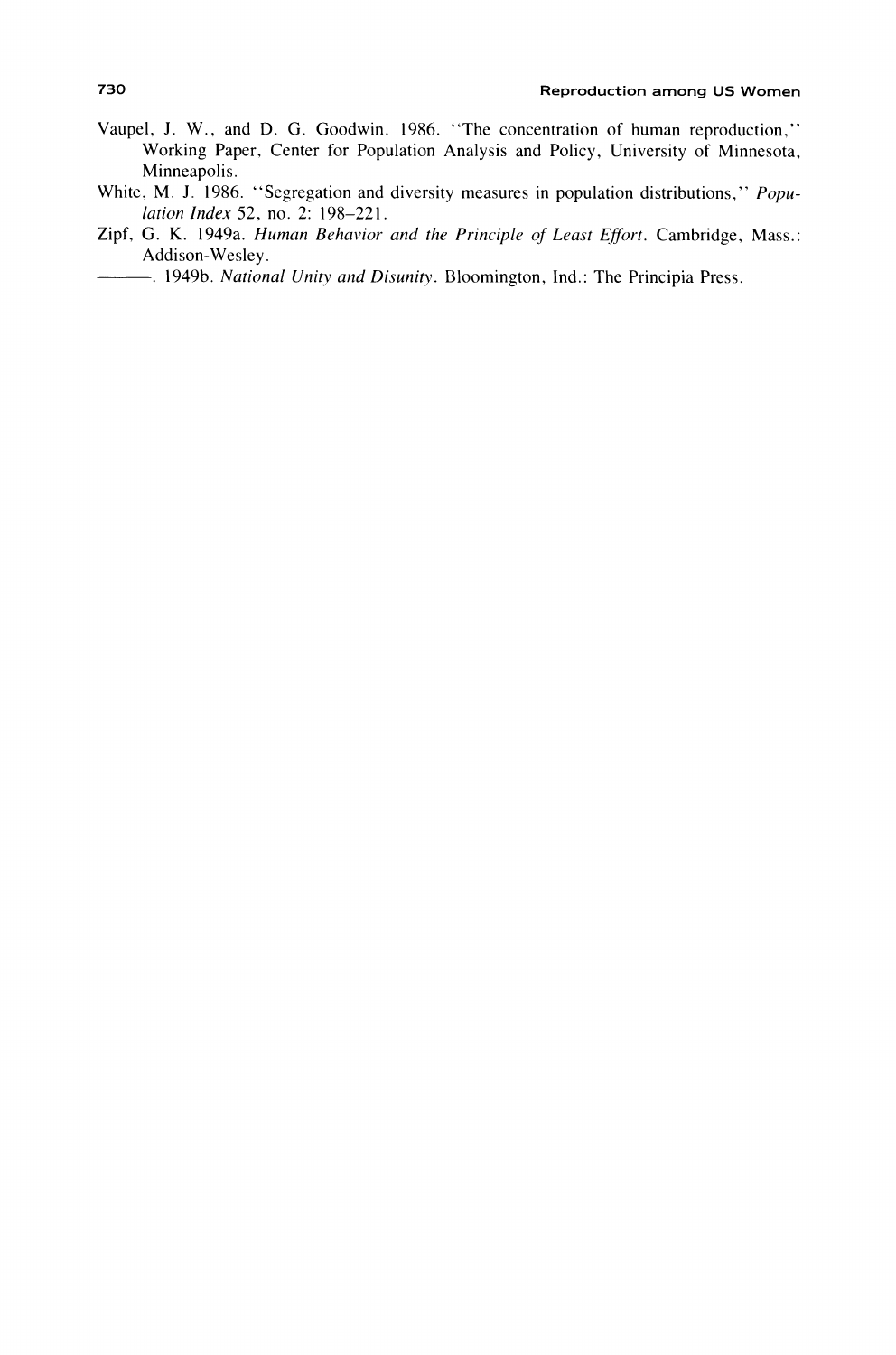Vaupel, J. W., and D. G. Goodwin. 1986. "The concentration of human reproduction," Working Paper, Center for Population Analysis and Policy, University of Minnesota, Minneapolis.

White, M. J. 1986. "Segregation and diversity measures in population distributions," *Population Index* 52, no. 2: 198–221.

Zipf, G. K. 1949a. *Human Behavior and the Principle of Least Effort*. Cambridge, Mass.: Addison-Wesley.

———. 1949b. *National Unity and Disunity*. Bloomington, Ind.: The Principia Press.